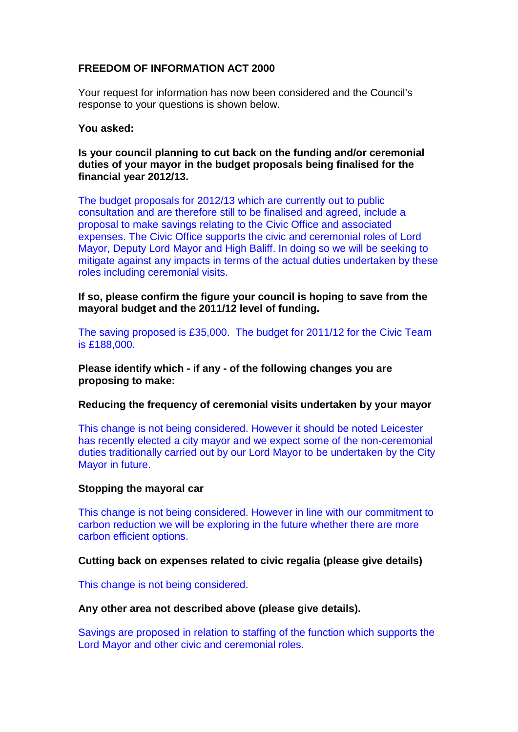**FREEDOM OF INFORMATION ACT 2000**

Your request for information has now been considered and the Council's response to your questions is shown below.

**You asked:**

**Is your council planning to cut back on the funding and/or ceremonial duties of your mayor in the budget proposals being finalised for the financial year 2012/13.**

The budget proposals for 2012/13 which are currently out to public consultation and are therefore still to be finalised and agreed, include a proposal to make savings relating to the Civic Office and associated expenses. The Civic Office supports the civic and ceremonial roles of Lord Mayor, Deputy Lord Mayor and High Baliff. In doing so we will be seeking to mitigate against any impacts in terms of the actual duties undertaken by these roles including ceremonial visits.

**If so, please confirm the figure your council is hoping to save from the mayoral budget and the 2011/12 level of funding.**

The saving proposed is £35,000. The budget for 2011/12 for the Civic Team is £188,000.

**Please identify which - if any - of the following changes you are proposing to make:**

**Reducing the frequency of ceremonial visits undertaken by your mayor**

This change is not being considered. However it should be noted Leicester has recently elected a city mayor and we expect some of the non-ceremonial duties traditionally carried out by our Lord Mayor to be undertaken by the City Mayor in future.

**Stopping the mayoral car**

This change is not being considered. However in line with our commitment to carbon reduction we will be exploring in the future whether there are more carbon efficient options.

**Cutting back on expenses related to civic regalia (please give details)**

This change is not being considered.

**Any other area not described above (please give details).**

Savings are proposed in relation to staffing of the function which supports the Lord Mayor and other civic and ceremonial roles.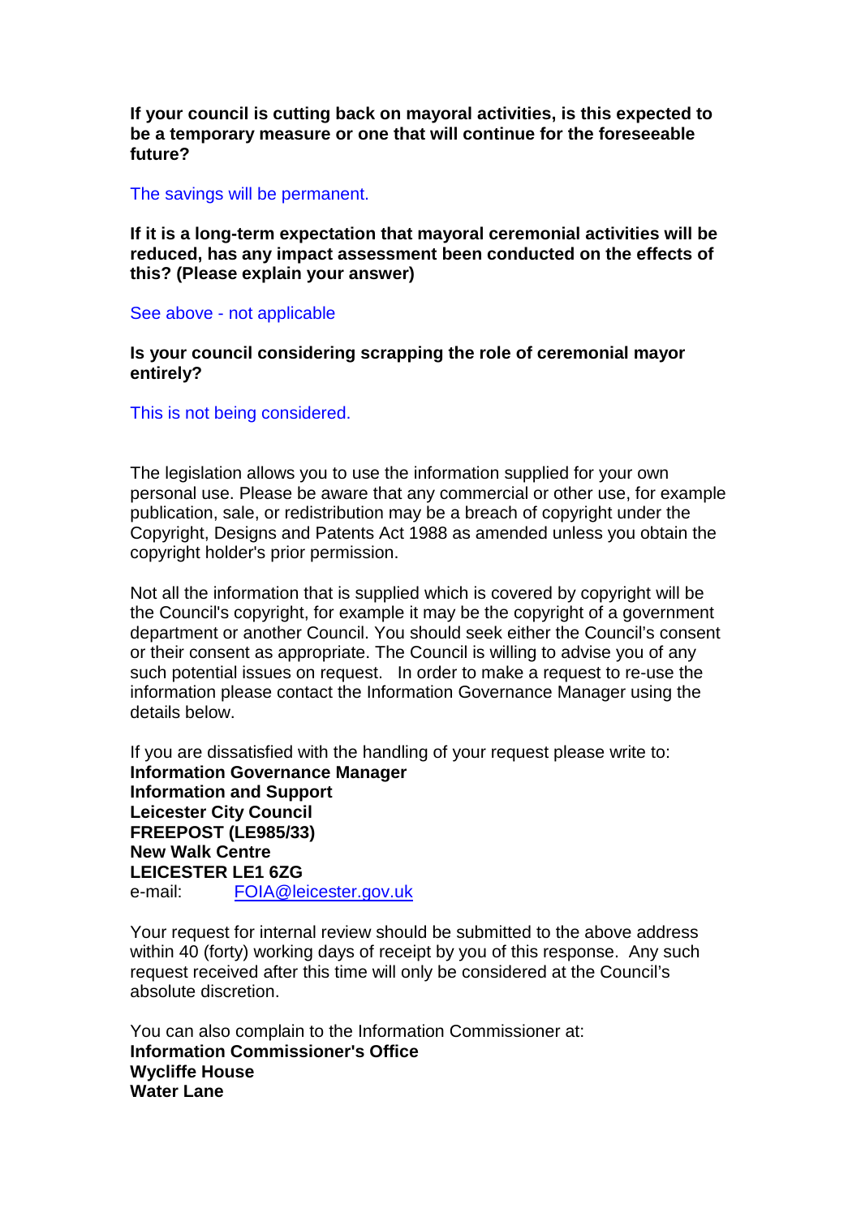**If your council is cutting back on mayoral activities, is this expected to be a temporary measure or one that will continue for the foreseeable future?**

The savings will be permanent.

**If it is a long-term expectation that mayoral ceremonial activities will be reduced, has any impact assessment been conducted on the effects of this? (Please explain your answer)**

See above - not applicable

**Is your council considering scrapping the role of ceremonial mayor entirely?**

This is not being considered.

The legislation allows you to use the information supplied for your own personal use. Please be aware that any commercial or other use, for example publication, sale, or redistribution may be a breach of copyright under the Copyright, Designs and Patents Act 1988 as amended unless you obtain the copyright holder's prior permission.

Not all the information that is supplied which is covered by copyright will be the Council's copyright, for example it may be the copyright of a government department or another Council. You should seek either the Council's consent or their consent as appropriate. The Council is willing to advise you of any such potential issues on request. In order to make a request to re-use the information please contact the Information Governance Manager using the details below.

If you are dissatisfied with the handling of your request please write to:
**Information Governance Manager**
**Information and Support**
**Leicester City Council**
**FREEPOST (LE985/33)**
**New Walk Centre**
**LEICESTER LE1 6ZG**
e-mail: FOIA@leicester.gov.uk

Your request for internal review should be submitted to the above address within 40 (forty) working days of receipt by you of this response. Any such request received after this time will only be considered at the Council's absolute discretion.

You can also complain to the Information Commissioner at:
**Information Commissioner's Office**
**Wycliffe House**
**Water Lane**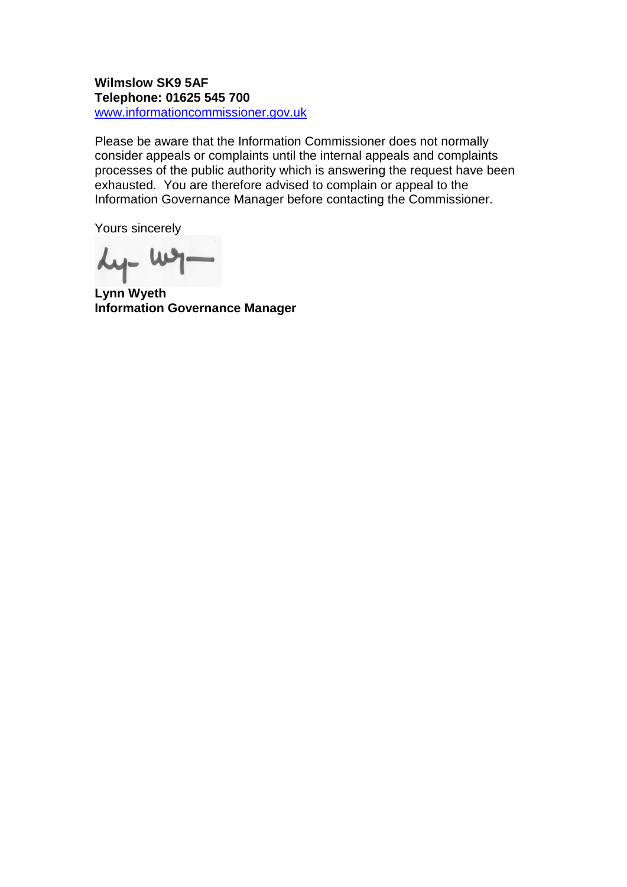**Wilmslow SK9 5AF**
**Telephone: 01625 545 700**
www.informationcommissioner.gov.uk

Please be aware that the Information Commissioner does not normally consider appeals or complaints until the internal appeals and complaints processes of the public authority which is answering the request have been exhausted. You are therefore advised to complain or appeal to the Information Governance Manager before contacting the Commissioner.

Yours sincerely

**Lynn Wyeth**
**Information Governance Manager**